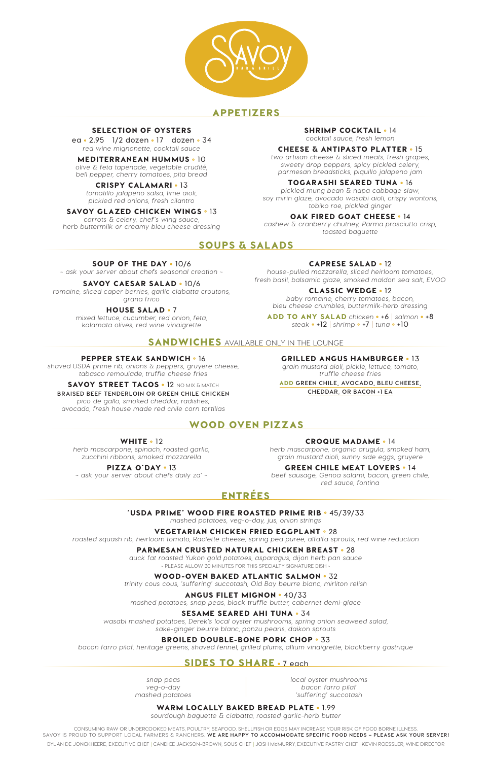# SAVOY BAR & GRILL

## APPETIZERS

**SELECTION OF OYSTERS**
ea • 2.95 1/2 dozen • 17 dozen • 34
*red wine mignonette, cocktail sauce*

**MEDITERRANEAN HUMMUS** • 10
*olive & feta tapenade, vegetable crudité, bell pepper, cherry tomatoes, pita bread*

**CRISPY CALAMARI** • 13
*tomatillo jalapeno salsa, lime aioli, pickled red onions, fresh cilantro*

**SAVOY GLAZED CHICKEN WINGS** • 13
*carrots & celery, chef's wing sauce, herb buttermilk or creamy bleu cheese dressing*

**SHRIMP COCKTAIL** • 14
*cocktail sauce, fresh lemon*

**CHEESE & ANTIPASTO PLATTER** • 15
*two artisan cheese & sliced meats, fresh grapes, sweety drop peppers, spicy pickled celery, parmesan breadsticks, piquillo jalapeno jam*

**TOGARASHI SEARED TUNA** • 16
*pickled mung bean & napa cabbage slaw, soy mirin glaze, avocado wasabi aioli, crispy wontons, tobiko roe, pickled ginger*

**OAK FIRED GOAT CHEESE** • 14
*cashew & cranberry chutney, Parma prosciutto crisp, toasted baguette*

## SOUPS & SALADS

**SOUP OF THE DAY** • 10/6
*~ ask your server about chefs seasonal creation ~*

**SAVOY CAESAR SALAD** • 10/6
*romaine, sliced caper berries, garlic ciabatta croutons, grana frico*

**HOUSE SALAD** • 7
*mixed lettuce, cucumber, red onion, feta, kalamata olives, red wine vinaigrette*

**CAPRESE SALAD** • 12
*house-pulled mozzarella, sliced heirloom tomatoes, fresh basil, balsamic glaze, smoked maldon sea salt, EVOO*

**CLASSIC WEDGE** • 12
*baby romaine, cherry tomatoes, bacon, bleu cheese crumbles, buttermilk-herb dressing*

**ADD TO ANY SALAD** *chicken* • +6 | *salmon* • +8
*steak* • +12 | *shrimp* • +7 | *tuna* • +10

## SANDWICHES AVAILABLE ONLY IN THE LOUNGE

**PEPPER STEAK SANDWICH** • 16
*shaved USDA prime rib, onions & peppers, gruyere cheese, tabasco remoulade, truffle cheese fries*

**SAVOY STREET TACOS** • 12 NO MIX & MATCH
**BRAISED BEEF TENDERLOIN OR GREEN CHILE CHICKEN**
*pico de gallo, smoked cheddar, radishes, avocado, fresh house made red chile corn tortillas*

**GRILLED ANGUS HAMBURGER** • 13
*grain mustard aioli, pickle, lettuce, tomato, truffle cheese fries*

**ADD GREEN CHILE, AVOCADO, BLEU CHEESE, CHEDDAR, OR BACON +1 EA**

## WOOD OVEN PIZZAS

**WHITE** • 12
*herb mascarpone, spinach, roasted garlic, zucchini ribbons, smoked mozzarella*

**PIZZA O'DAY** • 13
*~ ask your server about chefs daily za' ~*

**CROQUE MADAME** • 14
*herb mascarpone, organic arugula, smoked ham, grain mustard aioli, sunny side eggs, gruyere*

**GREEN CHILE MEAT LOVERS** • 14
*beef sausage, Genoa salami, bacon, green chile, red sauce, fontina*

## ENTRÉES

**"USDA PRIME" WOOD FIRE ROASTED PRIME RIB** • 45/39/33
*mashed potatoes, veg-o-day, jus, onion strings*

**VEGETARIAN CHICKEN FRIED EGGPLANT** • 28
*roasted squash rib, heirloom tomato, Raclette cheese, spring pea puree, alfalfa sprouts, red wine reduction*

**PARMESAN CRUSTED NATURAL CHICKEN BREAST** • 28
*duck fat roasted Yukon gold potatoes, asparagus, dijon herb pan sauce*
~ PLEASE ALLOW 30 MINUTES FOR THIS SPECIALTY SIGNATURE DISH ~

**WOOD-OVEN BAKED ATLANTIC SALMON** • 32
*trinity cous cous, 'suffering' succotash, Old Bay beurre blanc, mirliton relish*

**ANGUS FILET MIGNON** • 40/33
*mashed potatoes, snap peas, black truffle butter, cabernet demi-glace*

**SESAME SEARED AHI TUNA** • 34
*wasabi mashed potatoes, Derek's local oyster mushrooms, spring onion seaweed salad, sake-ginger beurre blanc, ponzu pearls, daikon sprouts*

**BROILED DOUBLE-BONE PORK CHOP** • 33
*bacon farro pilaf, heritage greens, shaved fennel, grilled plums, allium vinaigrette, blackberry gastrique*

## SIDES TO SHARE • 7 each

*snap peas*
*veg-o-day*
*mashed potatoes*
*local oyster mushrooms*
*bacon farro pilaf*
*'suffering' succotash*

**WARM LOCALLY BAKED BREAD PLATE** • 1.99
*sourdough baguette & ciabatta, roasted garlic-herb butter*

CONSUMING RAW OR UNDERCOOKED MEATS, POULTRY, SEAFOOD, SHELLFISH OR EGGS MAY INCREASE YOUR RISK OF FOOD BORNE ILLNESS.
SAVOY IS PROUD TO SUPPORT LOCAL FARMERS & RANCHERS. **WE ARE HAPPY TO ACCOMMODATE SPECIFIC FOOD NEEDS – PLEASE ASK YOUR SERVER!**

DYLAN DE JONCKHEERE, EXECUTIVE CHEF | CANDICE JACKSON-BROWN, SOUS CHEF | JOSH McMURRY, EXECUTIVE PASTRY CHEF | KEVIN ROESSLER, WINE DIRECTOR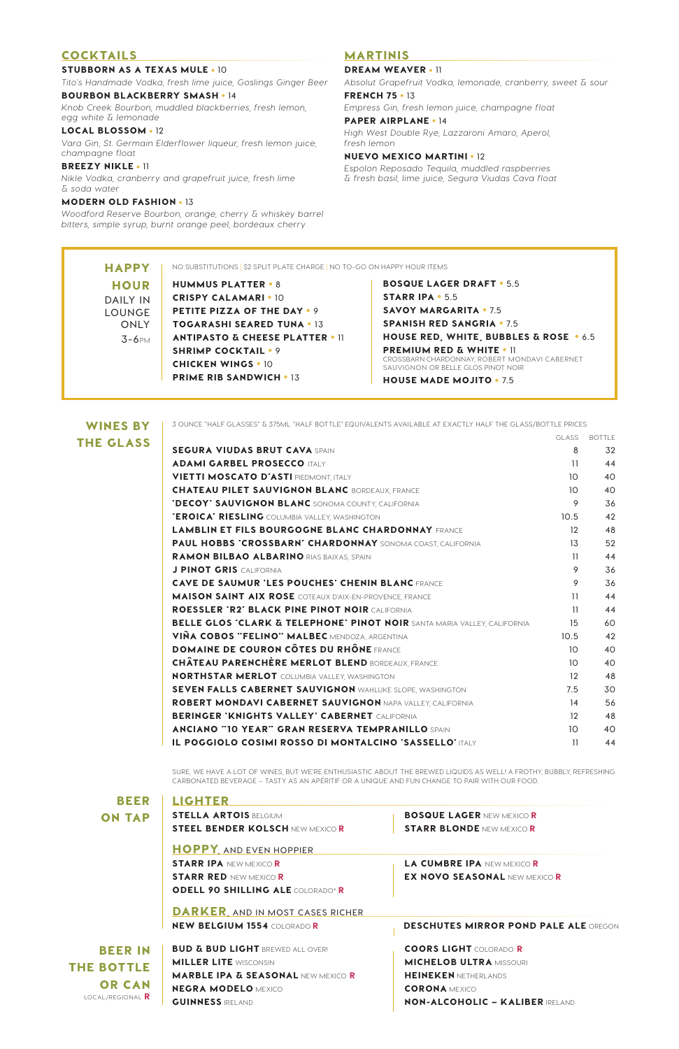## COCKTAILS

**STUBBORN AS A TEXAS MULE** • 10
*Tito's Handmade Vodka, fresh lime juice, Goslings Ginger Beer*

**BOURBON BLACKBERRY SMASH** • 14
*Knob Creek Bourbon, muddled blackberries, fresh lemon, egg white & lemonade*

**LOCAL BLOSSOM** • 12
*Vara Gin, St. Germain Elderflower liqueur, fresh lemon juice, champagne float*

**BREEZY NIKLE** • 11
*Nikle Vodka, cranberry and grapefruit juice, fresh lime & soda water*

**MODERN OLD FASHION** • 13
*Woodford Reserve Bourbon, orange, cherry & whiskey barrel bitters, simple syrup, burnt orange peel, bordeaux cherry*

## MARTINIS

**DREAM WEAVER** • 11
*Absolut Grapefruit Vodka, lemonade, cranberry, sweet & sour*

**FRENCH 75** • 13
*Empress Gin, fresh lemon juice, champagne float*

**PAPER AIRPLANE** • 14
*High West Double Rye, Lazzaroni Amaro, Aperol, fresh lemon*

**NUEVO MEXICO MARTINI** • 12
*Espolon Reposado Tequila, muddled raspberries & fresh basil, lime juice, Segura Viudas Cava float*

## HAPPY HOUR

DAILY IN LOUNGE ONLY
3-6PM

NO SUBSTITUTIONS | $2 SPLIT PLATE CHARGE | NO TO-GO ON HAPPY HOUR ITEMS

**HUMMUS PLATTER** • 8
**CRISPY CALAMARI** • 10
**PETITE PIZZA OF THE DAY** • 9
**TOGARASHI SEARED TUNA** • 13
**ANTIPASTO & CHEESE PLATTER** • 11
**SHRIMP COCKTAIL** • 9
**CHICKEN WINGS** • 10
**PRIME RIB SANDWICH** • 13

**BOSQUE LAGER DRAFT** • 5.5
**STARR IPA** • 5.5
**SAVOY MARGARITA** • 7.5
**SPANISH RED SANGRIA** • 7.5
**HOUSE RED, WHITE, BUBBLES & ROSE** • 6.5
**PREMIUM RED & WHITE** • 11
CROSSBARN CHARDONNAY, ROBERT MONDAVI CABERNET SAUVIGNON OR BELLE GLOS PINOT NOIR
**HOUSE MADE MOJITO** • 7.5

## WINES BY THE GLASS

3 OUNCE "HALF GLASSES" & 375ML "HALF BOTTLE" EQUIVALENTS AVAILABLE AT EXACTLY HALF THE GLASS/BOTTLE PRICES

| | GLASS | BOTTLE |
|---|---|---|
| **SEGURA VIUDAS BRUT CAVA** SPAIN | 8 | 32 |
| **ADAMI GARBEL PROSECCO** ITALY | 11 | 44 |
| **VIETTI MOSCATO D'ASTI** PIEDMONT, ITALY | 10 | 40 |
| **CHATEAU PILET SAUVIGNON BLANC** BORDEAUX, FRANCE | 10 | 40 |
| **'DECOY' SAUVIGNON BLANC** SONOMA COUNTY, CALIFORNIA | 9 | 36 |
| **'EROICA' RIESLING** COLUMBIA VALLEY, WASHINGTON | 10.5 | 42 |
| **LAMBLIN ET FILS BOURGOGNE BLANC CHARDONNAY** FRANCE | 12 | 48 |
| **PAUL HOBBS 'CROSSBARN' CHARDONNAY** SONOMA COAST, CALIFORNIA | 13 | 52 |
| **RAMON BILBAO ALBARINO** RIAS BAIXAS, SPAIN | 11 | 44 |
| **J PINOT GRIS** CALIFORNIA | 9 | 36 |
| **CAVE DE SAUMUR 'LES POUCHES' CHENIN BLANC** FRANCE | 9 | 36 |
| **MAISON SAINT AIX ROSE** COTEAUX D'AIX-EN-PROVENCE, FRANCE | 11 | 44 |
| **ROESSLER 'R2' BLACK PINE PINOT NOIR** CALIFORNIA | 11 | 44 |
| **BELLE GLOS 'CLARK & TELEPHONE' PINOT NOIR** SANTA MARIA VALLEY, CALIFORNIA | 15 | 60 |
| **VIÑA COBOS "FELINO" MALBEC** MENDOZA, ARGENTINA | 10.5 | 42 |
| **DOMAINE DE COURON CÔTES DU RHÔNE** FRANCE | 10 | 40 |
| **CHÂTEAU PARENCHÈRE MERLOT BLEND** BORDEAUX, FRANCE | 10 | 40 |
| **NORTHSTAR MERLOT** COLUMBIA VALLEY, WASHINGTON | 12 | 48 |
| **SEVEN FALLS CABERNET SAUVIGNON** WAHLUKE SLOPE, WASHINGTON | 7.5 | 30 |
| **ROBERT MONDAVI CABERNET SAUVIGNON** NAPA VALLEY, CALIFORNIA | 14 | 56 |
| **BERINGER 'KNIGHTS VALLEY' CABERNET** CALIFORNIA | 12 | 48 |
| **ANCIANO "10 YEAR" GRAN RESERVA TEMPRANILLO** SPAIN | 10 | 40 |
| **IL POGGIOLO COSIMI ROSSO DI MONTALCINO 'SASSELLO'** ITALY | 11 | 44 |

SURE, WE HAVE A LOT OF WINES, BUT WE'RE ENTHUSIASTIC ABOUT THE BREWED LIQUIDS AS WELL! A FROTHY, BUBBLY, REFRESHING CARBONATED BEVERAGE – TASTY AS AN APÉRITIF OR AS A UNIQUE AND FUN CHANGE TO PAIR WITH OUR FOOD.

## BEER ON TAP

### LIGHTER

**STELLA ARTOIS** BELGIUM
**STEEL BENDER KOLSCH** NEW MEXICO **R**
**BOSQUE LAGER** NEW MEXICO **R**
**STARR BLONDE** NEW MEXICO **R**

### HOPPY, AND EVEN HOPPIER

**STARR IPA** NEW MEXICO **R**
**STARR RED** NEW MEXICO **R**
**ODELL 90 SHILLING ALE** COLORADO* **R**
**LA CUMBRE IPA** NEW MEXICO **R**
**EX NOVO SEASONAL** NEW MEXICO **R**

### DARKER, AND IN MOST CASES RICHER

**NEW BELGIUM 1554** COLORADO **R**
**DESCHUTES MIRROR POND PALE ALE** OREGON

## BEER IN THE BOTTLE OR CAN

LOCAL/REGIONAL **R**

**BUD & BUD LIGHT** BREWED ALL OVER!
**MILLER LITE** WISCONSIN
**MARBLE IPA & SEASONAL** NEW MEXICO **R**
**NEGRA MODELO** MEXICO
**GUINNESS** IRELAND
**COORS LIGHT** COLORADO **R**
**MICHELOB ULTRA** MISSOURI
**HEINEKEN** NETHERLANDS
**CORONA** MEXICO
**NON-ALCOHOLIC – KALIBER** IRELAND